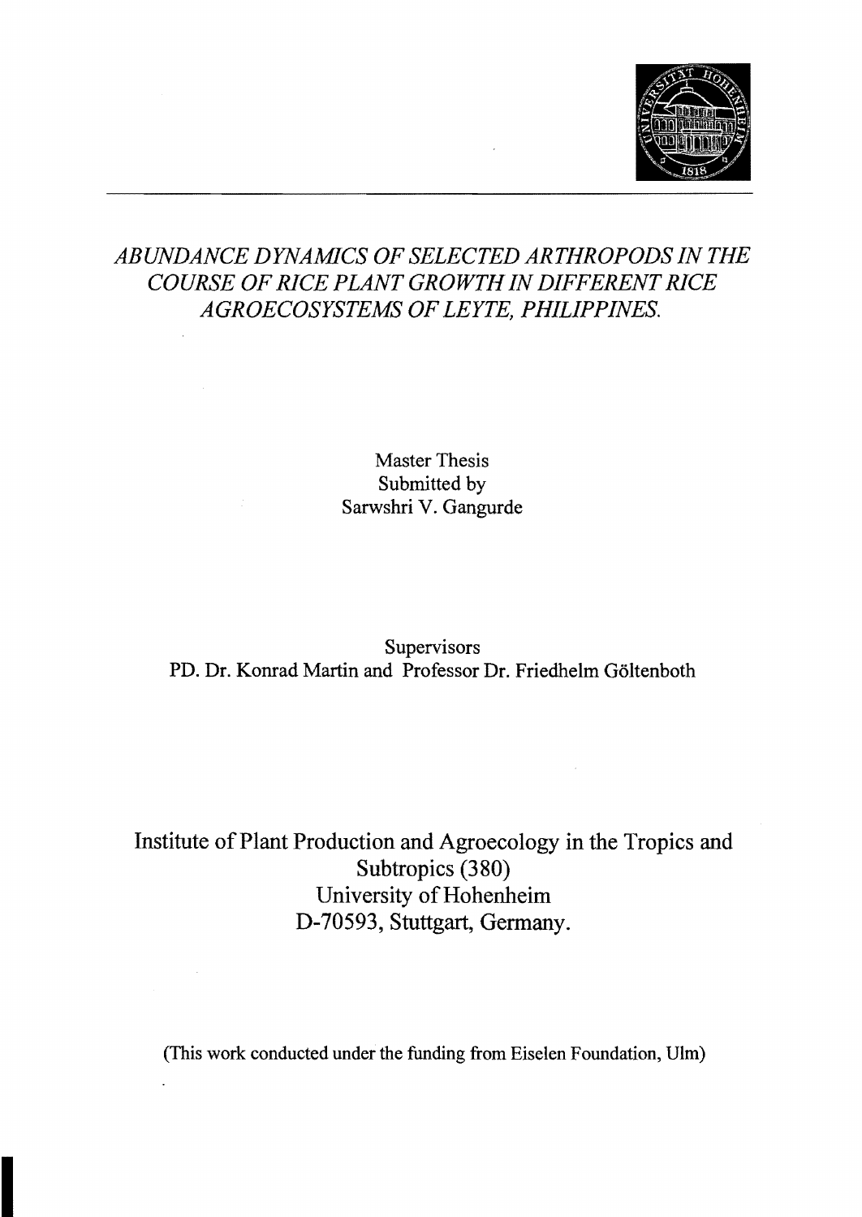# *ABUNDANCE DYNAMICS OF SELECTED ARTHROPODS IN THE COURSE OF RICE PLANT GROWTH IN DIFFERENT RICE AGROECOSYSTEMS OF LEYTE, PHILIPPINES.*

Master Thesis
Submitted by
Sarwshri V. Gangurde

Supervisors
PD. Dr. Konrad Martin and Professor Dr. Friedhelm Göltenboth

Institute of Plant Production and Agroecology in the Tropics and Subtropics (380)
University of Hohenheim
D-70593, Stuttgart, Germany.

(This work conducted under the funding from Eiselen Foundation, Ulm)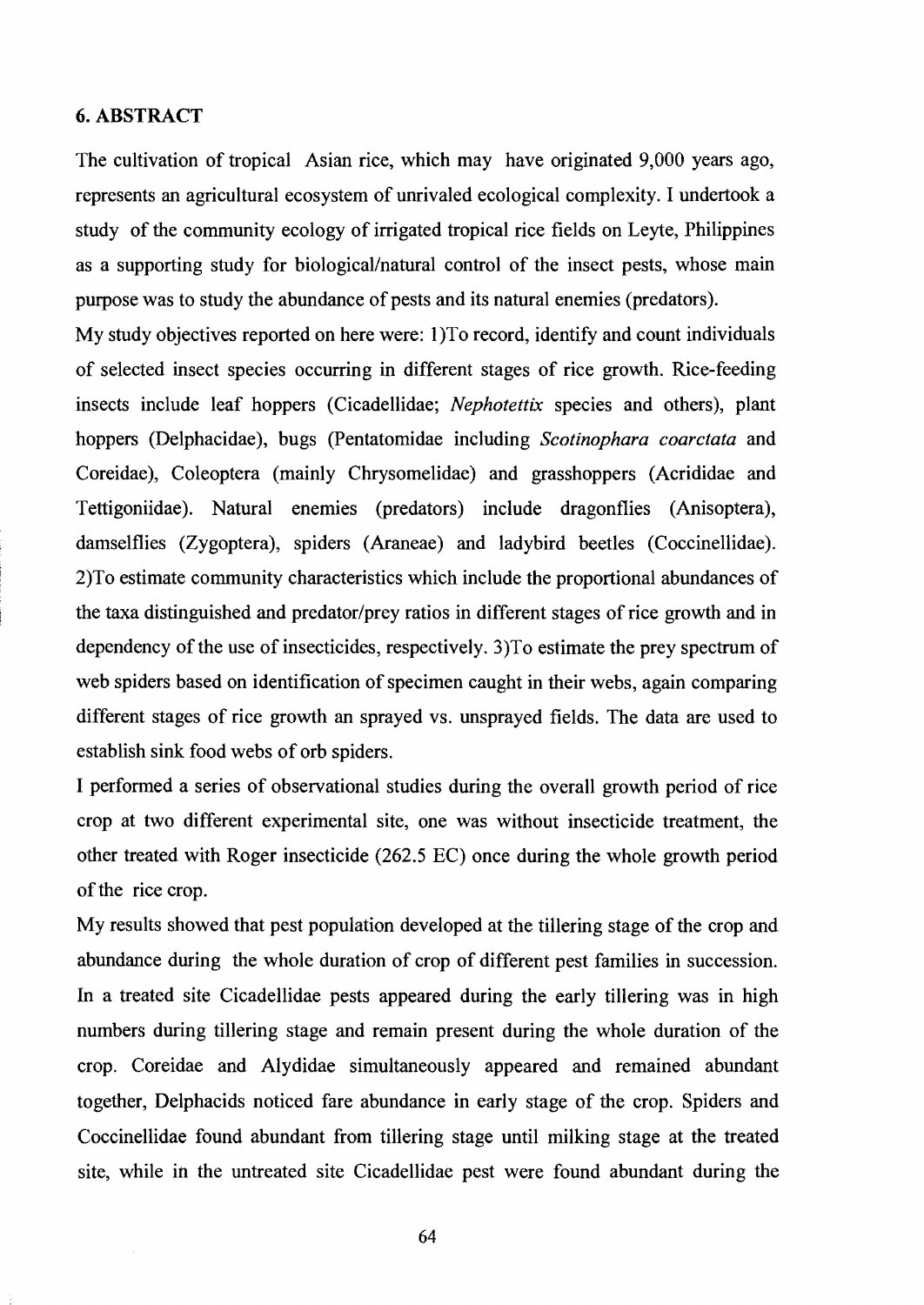## 6. ABSTRACT

The cultivation of tropical Asian rice, which may have originated 9,000 years ago, represents an agricultural ecosystem of unrivaled ecological complexity. I undertook a study of the community ecology of irrigated tropical rice fields on Leyte, Philippines as a supporting study for biological/natural control of the insect pests, whose main purpose was to study the abundance of pests and its natural enemies (predators).

My study objectives reported on here were: 1)To record, identify and count individuals of selected insect species occurring in different stages of rice growth. Rice-feeding insects include leaf hoppers (Cicadellidae; *Nephotettix* species and others), plant hoppers (Delphacidae), bugs (Pentatomidae including *Scotinophara coarctata* and Coreidae), Coleoptera (mainly Chrysomelidae) and grasshoppers (Acrididae and Tettigoniidae). Natural enemies (predators) include dragonflies (Anisoptera), damselflies (Zygoptera), spiders (Araneae) and ladybird beetles (Coccinellidae). 2)To estimate community characteristics which include the proportional abundances of the taxa distinguished and predator/prey ratios in different stages of rice growth and in dependency of the use of insecticides, respectively. 3)To estimate the prey spectrum of web spiders based on identification of specimen caught in their webs, again comparing different stages of rice growth an sprayed vs. unsprayed fields. The data are used to establish sink food webs of orb spiders.

I performed a series of observational studies during the overall growth period of rice crop at two different experimental site, one was without insecticide treatment, the other treated with Roger insecticide (262.5 EC) once during the whole growth period of the rice crop.

My results showed that pest population developed at the tillering stage of the crop and abundance during the whole duration of crop of different pest families in succession. In a treated site Cicadellidae pests appeared during the early tillering was in high numbers during tillering stage and remain present during the whole duration of the crop. Coreidae and Alydidae simultaneously appeared and remained abundant together, Delphacids noticed fare abundance in early stage of the crop. Spiders and Coccinellidae found abundant from tillering stage until milking stage at the treated site, while in the untreated site Cicadellidae pest were found abundant during the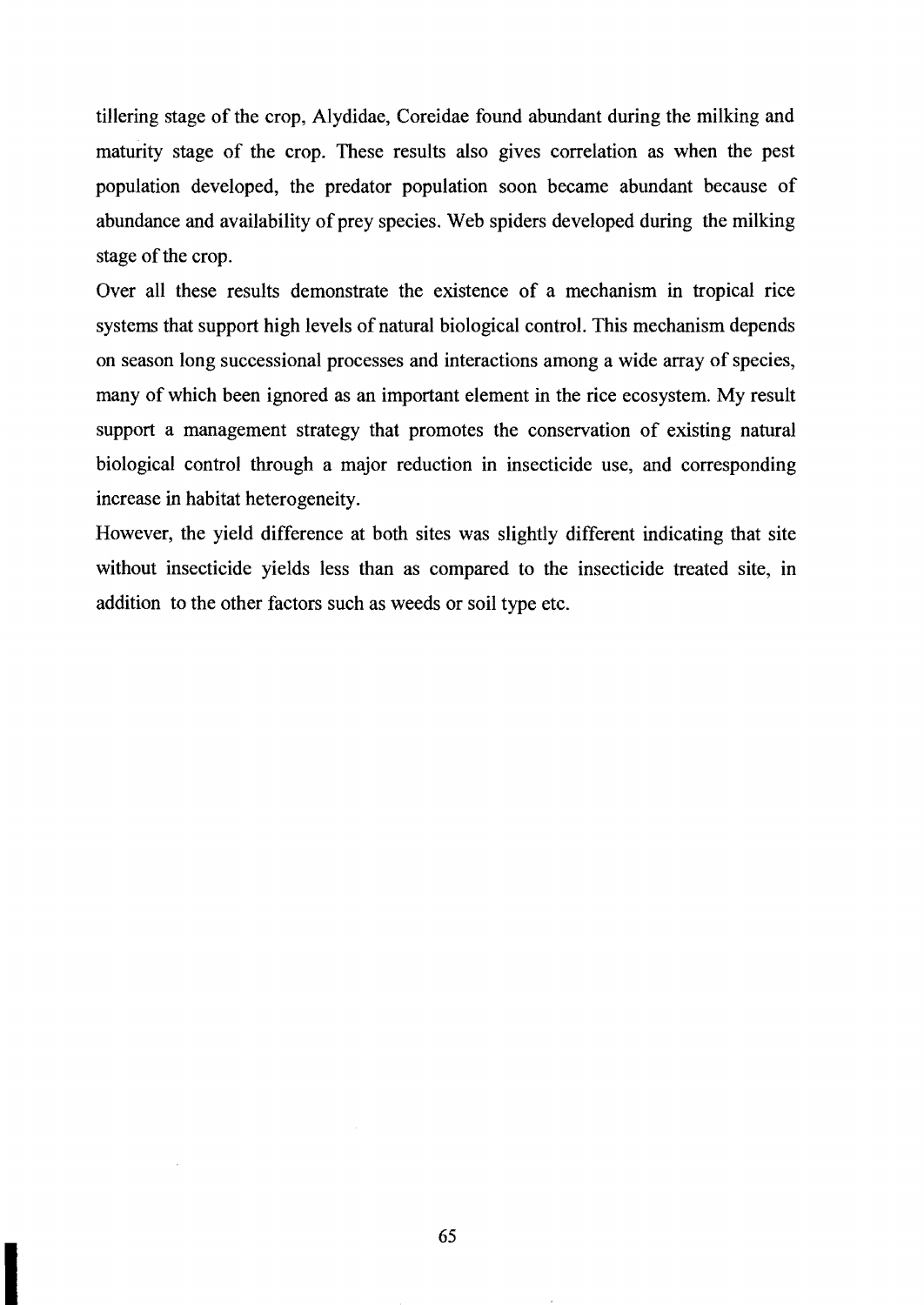tillering stage of the crop, Alydidae, Coreidae found abundant during the milking and maturity stage of the crop. These results also gives correlation as when the pest population developed, the predator population soon became abundant because of abundance and availability of prey species. Web spiders developed during the milking stage of the crop.

Over all these results demonstrate the existence of a mechanism in tropical rice systems that support high levels of natural biological control. This mechanism depends on season long successional processes and interactions among a wide array of species, many of which been ignored as an important element in the rice ecosystem. My result support a management strategy that promotes the conservation of existing natural biological control through a major reduction in insecticide use, and corresponding increase in habitat heterogeneity.

However, the yield difference at both sites was slightly different indicating that site without insecticide yields less than as compared to the insecticide treated site, in addition to the other factors such as weeds or soil type etc.